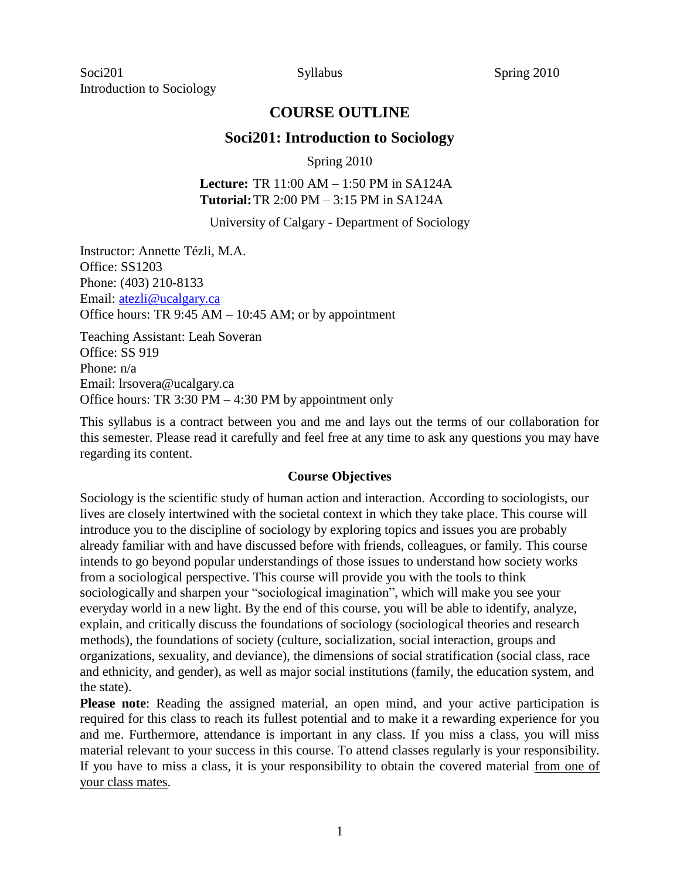# COURSE OUTLINE

## Soci201: Introduction to Sociology

Spring 2010

**Lecture:** TR 11:00 AM – 1:50 PM in SA124A
**Tutorial:** TR 2:00 PM – 3:15 PM in SA124A

University of Calgary - Department of Sociology

Instructor: Annette Tézli, M.A.
Office: SS1203
Phone: (403) 210-8133
Email: atezli@ucalgary.ca
Office hours: TR 9:45 AM – 10:45 AM; or by appointment

Teaching Assistant: Leah Soveran
Office: SS 919
Phone: n/a
Email: lrsovera@ucalgary.ca
Office hours: TR 3:30 PM – 4:30 PM by appointment only

This syllabus is a contract between you and me and lays out the terms of our collaboration for this semester. Please read it carefully and feel free at any time to ask any questions you may have regarding its content.

### Course Objectives

Sociology is the scientific study of human action and interaction. According to sociologists, our lives are closely intertwined with the societal context in which they take place. This course will introduce you to the discipline of sociology by exploring topics and issues you are probably already familiar with and have discussed before with friends, colleagues, or family. This course intends to go beyond popular understandings of those issues to understand how society works from a sociological perspective. This course will provide you with the tools to think sociologically and sharpen your "sociological imagination", which will make you see your everyday world in a new light. By the end of this course, you will be able to identify, analyze, explain, and critically discuss the foundations of sociology (sociological theories and research methods), the foundations of society (culture, socialization, social interaction, groups and organizations, sexuality, and deviance), the dimensions of social stratification (social class, race and ethnicity, and gender), as well as major social institutions (family, the education system, and the state).

**Please note**: Reading the assigned material, an open mind, and your active participation is required for this class to reach its fullest potential and to make it a rewarding experience for you and me. Furthermore, attendance is important in any class. If you miss a class, you will miss material relevant to your success in this course. To attend classes regularly is your responsibility. If you have to miss a class, it is your responsibility to obtain the covered material from one of your class mates.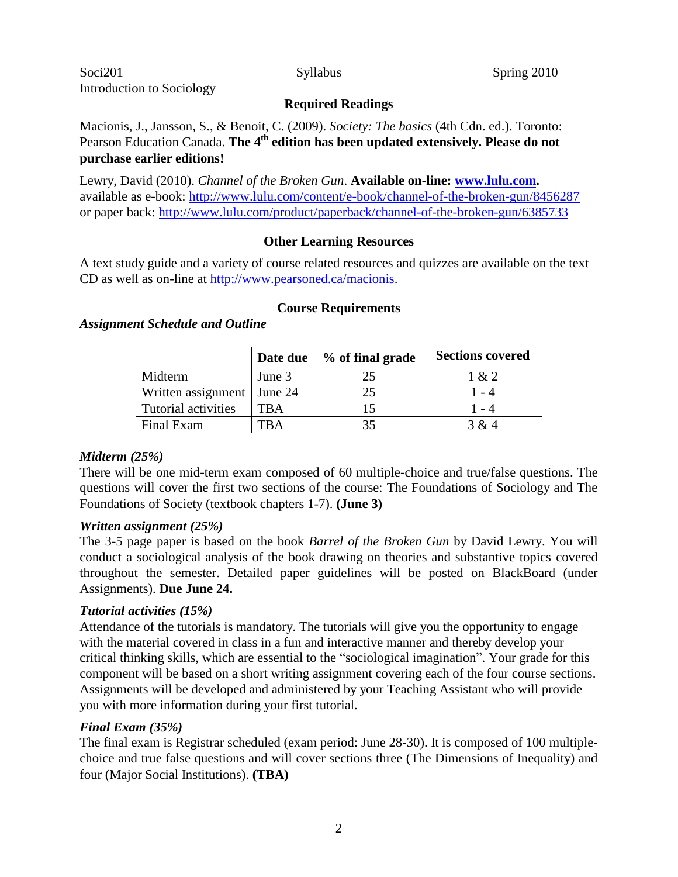Soci201 Syllabus Spring 2010
Introduction to Sociology

## Required Readings

Macionis, J., Jansson, S., & Benoit, C. (2009). *Society: The basics* (4th Cdn. ed.). Toronto: Pearson Education Canada. **The 4th edition has been updated extensively. Please do not purchase earlier editions!**

Lewry, David (2010). *Channel of the Broken Gun*. **Available on-line: www.lulu.com.**
available as e-book: http://www.lulu.com/content/e-book/channel-of-the-broken-gun/8456287
or paper back: http://www.lulu.com/product/paperback/channel-of-the-broken-gun/6385733

## Other Learning Resources

A text study guide and a variety of course related resources and quizzes are available on the text CD as well as on-line at http://www.pearsoned.ca/macionis.

## Course Requirements

### *Assignment Schedule and Outline*

| | Date due | % of final grade | Sections covered |
|---|---|---|---|
| Midterm | June 3 | 25 | 1 & 2 |
| Written assignment | June 24 | 25 | 1 - 4 |
| Tutorial activities | TBA | 15 | 1 - 4 |
| Final Exam | TBA | 35 | 3 & 4 |

### *Midterm (25%)*

There will be one mid-term exam composed of 60 multiple-choice and true/false questions. The questions will cover the first two sections of the course: The Foundations of Sociology and The Foundations of Society (textbook chapters 1-7). **(June 3)**

### *Written assignment (25%)*

The 3-5 page paper is based on the book *Barrel of the Broken Gun* by David Lewry. You will conduct a sociological analysis of the book drawing on theories and substantive topics covered throughout the semester. Detailed paper guidelines will be posted on BlackBoard (under Assignments). **Due June 24.**

### *Tutorial activities (15%)*

Attendance of the tutorials is mandatory. The tutorials will give you the opportunity to engage with the material covered in class in a fun and interactive manner and thereby develop your critical thinking skills, which are essential to the "sociological imagination". Your grade for this component will be based on a short writing assignment covering each of the four course sections. Assignments will be developed and administered by your Teaching Assistant who will provide you with more information during your first tutorial.

### *Final Exam (35%)*

The final exam is Registrar scheduled (exam period: June 28-30). It is composed of 100 multiple-choice and true false questions and will cover sections three (The Dimensions of Inequality) and four (Major Social Institutions). **(TBA)**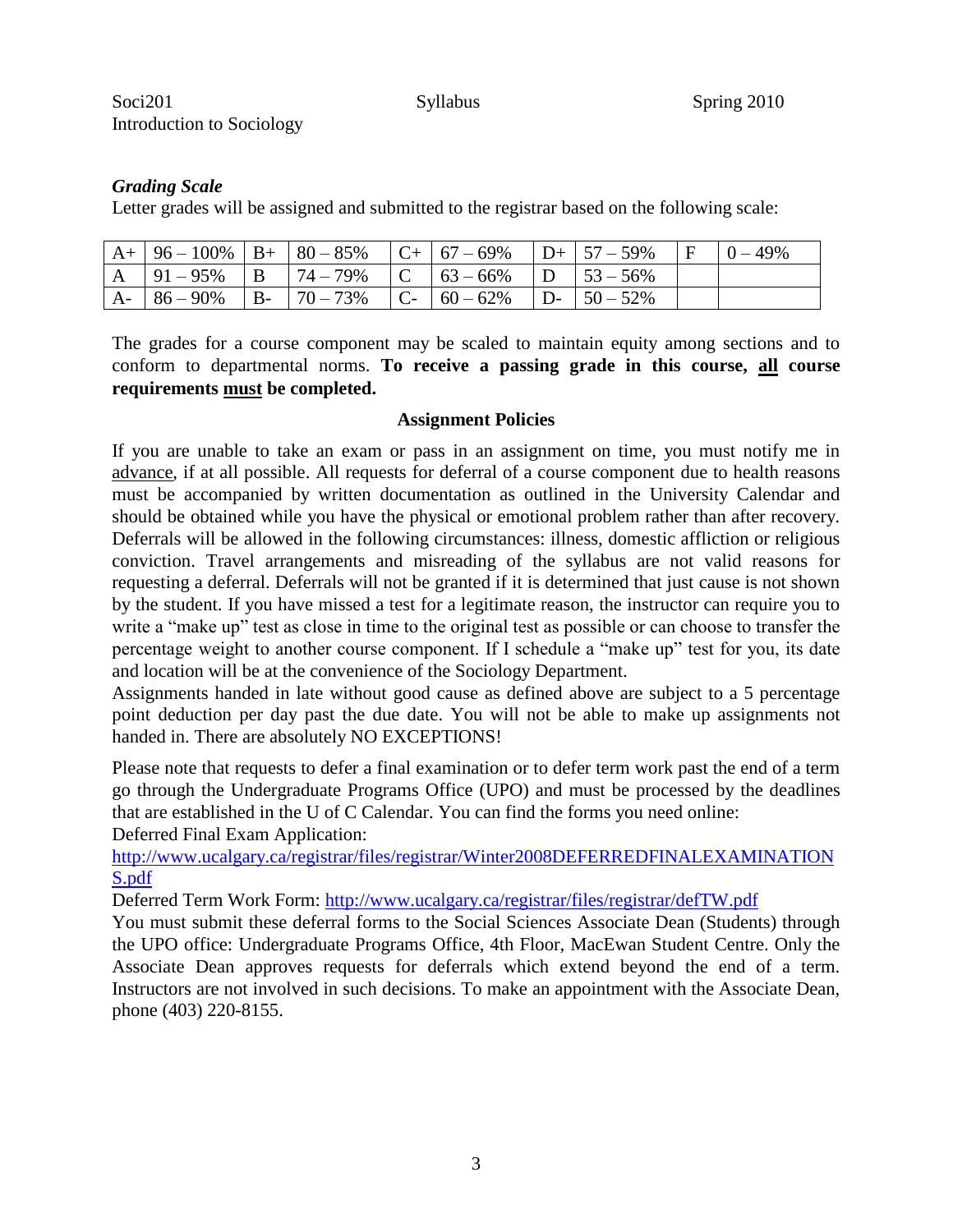Soci201 Syllabus Spring 2010
Introduction to Sociology

### *Grading Scale*

Letter grades will be assigned and submitted to the registrar based on the following scale:

| A+ | 96 – 100% | B+ | 80 – 85% | C+ | 67 – 69% | D+ | 57 – 59% | F | 0 – 49% |
|---|---|---|---|---|---|---|---|---|---|
| A | 91 – 95% | B | 74 – 79% | C | 63 – 66% | D | 53 – 56% | | |
| A- | 86 – 90% | B- | 70 – 73% | C- | 60 – 62% | D- | 50 – 52% | | |

The grades for a course component may be scaled to maintain equity among sections and to conform to departmental norms. **To receive a passing grade in this course, <u>all</u> course requirements <u>must</u> be completed.**

### Assignment Policies

If you are unable to take an exam or pass in an assignment on time, you must notify me in <u>advance</u>, if at all possible. All requests for deferral of a course component due to health reasons must be accompanied by written documentation as outlined in the University Calendar and should be obtained while you have the physical or emotional problem rather than after recovery. Deferrals will be allowed in the following circumstances: illness, domestic affliction or religious conviction. Travel arrangements and misreading of the syllabus are not valid reasons for requesting a deferral. Deferrals will not be granted if it is determined that just cause is not shown by the student. If you have missed a test for a legitimate reason, the instructor can require you to write a "make up" test as close in time to the original test as possible or can choose to transfer the percentage weight to another course component. If I schedule a "make up" test for you, its date and location will be at the convenience of the Sociology Department.
Assignments handed in late without good cause as defined above are subject to a 5 percentage point deduction per day past the due date. You will not be able to make up assignments not handed in. There are absolutely NO EXCEPTIONS!

Please note that requests to defer a final examination or to defer term work past the end of a term go through the Undergraduate Programs Office (UPO) and must be processed by the deadlines that are established in the U of C Calendar. You can find the forms you need online:
Deferred Final Exam Application:
http://www.ucalgary.ca/registrar/files/registrar/Winter2008DEFERREDFINALEXAMINATIONS.pdf
Deferred Term Work Form: http://www.ucalgary.ca/registrar/files/registrar/defTW.pdf
You must submit these deferral forms to the Social Sciences Associate Dean (Students) through the UPO office: Undergraduate Programs Office, 4th Floor, MacEwan Student Centre. Only the Associate Dean approves requests for deferrals which extend beyond the end of a term. Instructors are not involved in such decisions. To make an appointment with the Associate Dean, phone (403) 220-8155.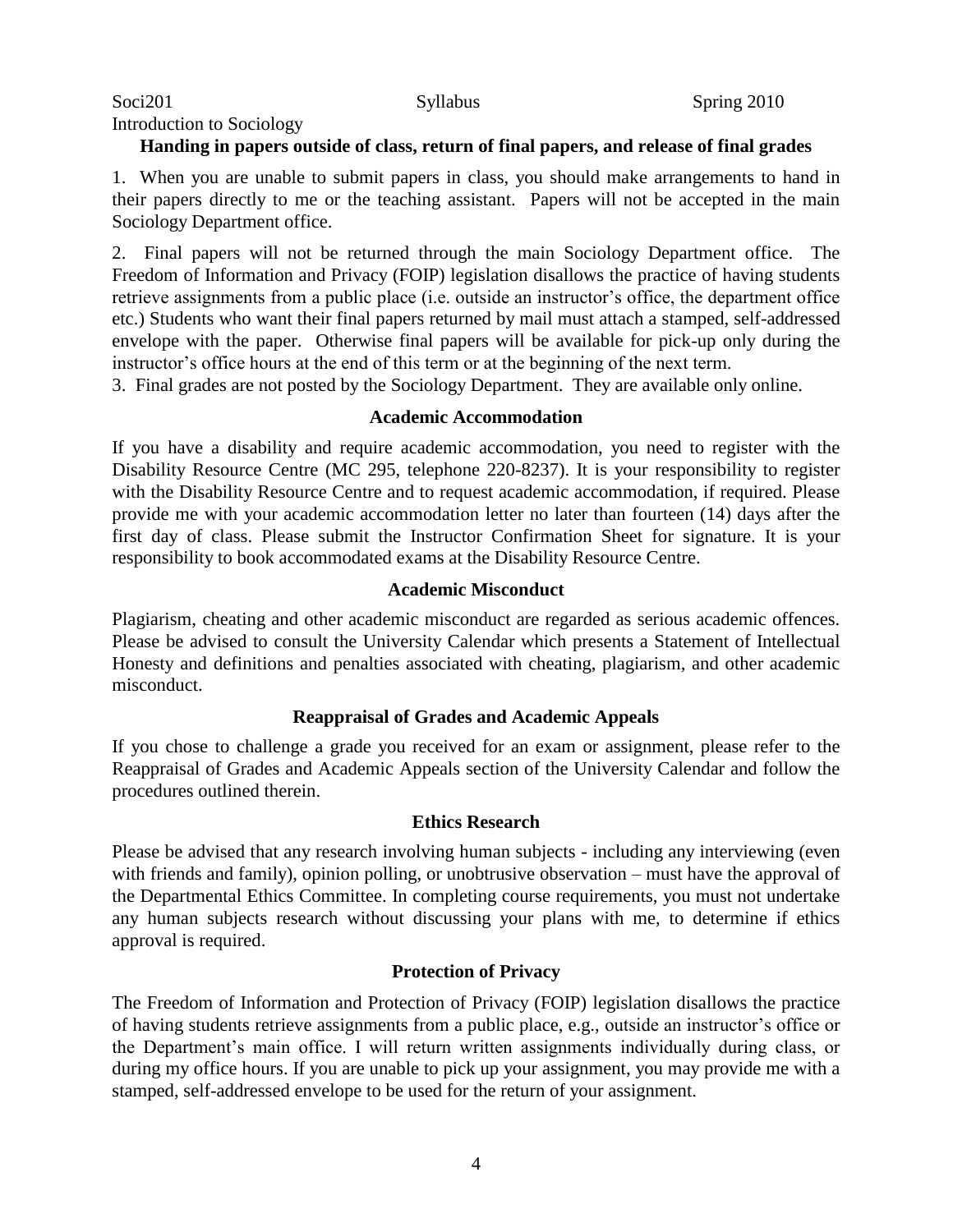## Handing in papers outside of class, return of final papers, and release of final grades

1. When you are unable to submit papers in class, you should make arrangements to hand in their papers directly to me or the teaching assistant. Papers will not be accepted in the main Sociology Department office.

2. Final papers will not be returned through the main Sociology Department office. The Freedom of Information and Privacy (FOIP) legislation disallows the practice of having students retrieve assignments from a public place (i.e. outside an instructor's office, the department office etc.) Students who want their final papers returned by mail must attach a stamped, self-addressed envelope with the paper. Otherwise final papers will be available for pick-up only during the instructor's office hours at the end of this term or at the beginning of the next term.

3. Final grades are not posted by the Sociology Department. They are available only online.

## Academic Accommodation

If you have a disability and require academic accommodation, you need to register with the Disability Resource Centre (MC 295, telephone 220-8237). It is your responsibility to register with the Disability Resource Centre and to request academic accommodation, if required. Please provide me with your academic accommodation letter no later than fourteen (14) days after the first day of class. Please submit the Instructor Confirmation Sheet for signature. It is your responsibility to book accommodated exams at the Disability Resource Centre.

## Academic Misconduct

Plagiarism, cheating and other academic misconduct are regarded as serious academic offences. Please be advised to consult the University Calendar which presents a Statement of Intellectual Honesty and definitions and penalties associated with cheating, plagiarism, and other academic misconduct.

## Reappraisal of Grades and Academic Appeals

If you chose to challenge a grade you received for an exam or assignment, please refer to the Reappraisal of Grades and Academic Appeals section of the University Calendar and follow the procedures outlined therein.

## Ethics Research

Please be advised that any research involving human subjects - including any interviewing (even with friends and family), opinion polling, or unobtrusive observation – must have the approval of the Departmental Ethics Committee. In completing course requirements, you must not undertake any human subjects research without discussing your plans with me, to determine if ethics approval is required.

## Protection of Privacy

The Freedom of Information and Protection of Privacy (FOIP) legislation disallows the practice of having students retrieve assignments from a public place, e.g., outside an instructor's office or the Department's main office. I will return written assignments individually during class, or during my office hours. If you are unable to pick up your assignment, you may provide me with a stamped, self-addressed envelope to be used for the return of your assignment.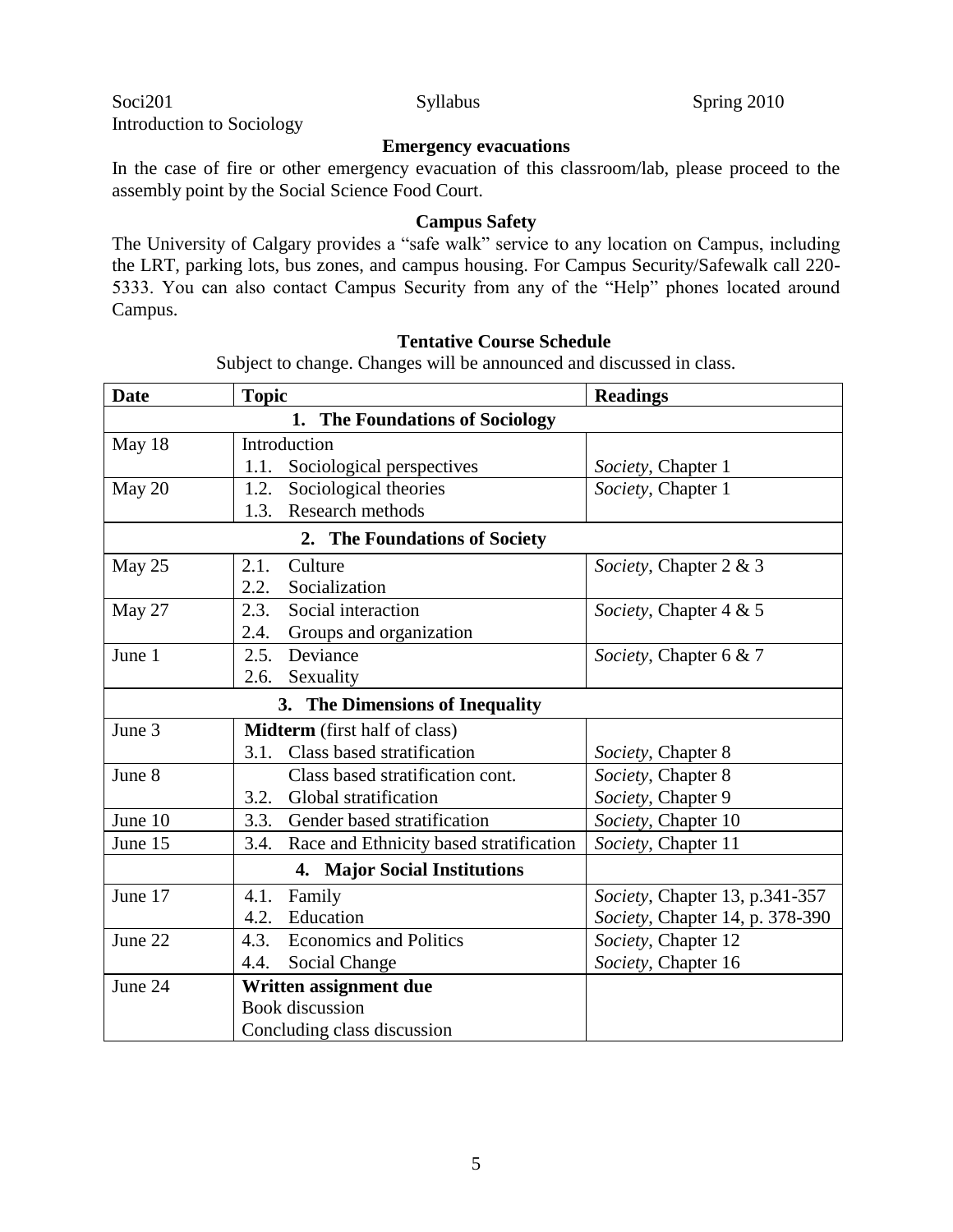## Emergency evacuations

In the case of fire or other emergency evacuation of this classroom/lab, please proceed to the assembly point by the Social Science Food Court.

## Campus Safety

The University of Calgary provides a "safe walk" service to any location on Campus, including the LRT, parking lots, bus zones, and campus housing. For Campus Security/Safewalk call 220-5333. You can also contact Campus Security from any of the "Help" phones located around Campus.

## Tentative Course Schedule

Subject to change. Changes will be announced and discussed in class.

| Date | Topic | Readings |
|---|---|---|
| | **1. The Foundations of Sociology** | |
| May 18 | Introduction<br>1.1. Sociological perspectives | *Society*, Chapter 1 |
| May 20 | 1.2. Sociological theories<br>1.3. Research methods | *Society*, Chapter 1 |
| | **2. The Foundations of Society** | |
| May 25 | 2.1. Culture<br>2.2. Socialization | *Society*, Chapter 2 & 3 |
| May 27 | 2.3. Social interaction<br>2.4. Groups and organization | *Society*, Chapter 4 & 5 |
| June 1 | 2.5. Deviance<br>2.6. Sexuality | *Society*, Chapter 6 & 7 |
| | **3. The Dimensions of Inequality** | |
| June 3 | **Midterm** (first half of class)<br>3.1. Class based stratification | *Society*, Chapter 8 |
| June 8 | Class based stratification cont.<br>3.2. Global stratification | *Society*, Chapter 8<br>*Society*, Chapter 9 |
| June 10 | 3.3. Gender based stratification | *Society*, Chapter 10 |
| June 15 | 3.4. Race and Ethnicity based stratification | *Society*, Chapter 11 |
| | **4. Major Social Institutions** | |
| June 17 | 4.1. Family<br>4.2. Education | *Society*, Chapter 13, p.341-357<br>*Society*, Chapter 14, p. 378-390 |
| June 22 | 4.3. Economics and Politics<br>4.4. Social Change | *Society*, Chapter 12<br>*Society*, Chapter 16 |
| June 24 | **Written assignment due**<br>Book discussion<br>Concluding class discussion | |